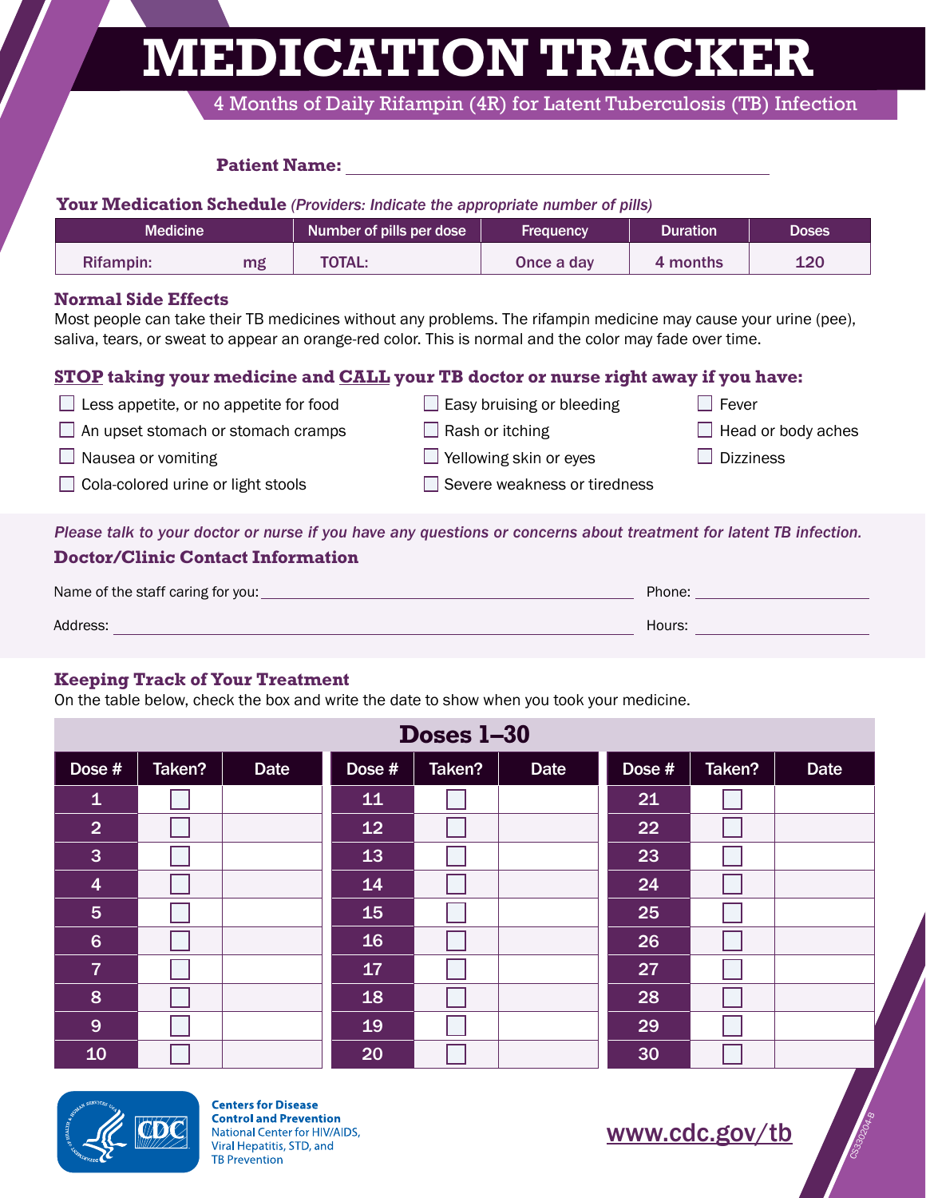# MEDICATION TRACKER

4 Months of Daily Rifampin (4R) for Latent Tuberculosis (TB) Infection

**Patient Name:** ______________________________

**Your Medication Schedule** *(Providers: Indicate the appropriate number of pills)*

| Medicine | Number of pills per dose | Frequency | Duration | Doses |
|---|---|---|---|---|
| Rifampin: mg | TOTAL: | Once a day | 4 months | 120 |

## Normal Side Effects

Most people can take their TB medicines without any problems. The rifampin medicine may cause your urine (pee), saliva, tears, or sweat to appear an orange-red color. This is normal and the color may fade over time.

## STOP taking your medicine and CALL your TB doctor or nurse right away if you have:

- ☐ Less appetite, or no appetite for food
- ☐ An upset stomach or stomach cramps
- ☐ Nausea or vomiting
- ☐ Cola-colored urine or light stools
- ☐ Easy bruising or bleeding
- ☐ Rash or itching
- ☐ Yellowing skin or eyes
- ☐ Severe weakness or tiredness
- ☐ Fever
- ☐ Head or body aches
- ☐ Dizziness

*Please talk to your doctor or nurse if you have any questions or concerns about treatment for latent TB infection.*

## Doctor/Clinic Contact Information

Name of the staff caring for you: ______________________________ Phone: ______________

Address: ______________________________ Hours: ______________

## Keeping Track of Your Treatment

On the table below, check the box and write the date to show when you took your medicine.

### Doses 1–30

| Dose # | Taken? | Date | Dose # | Taken? | Date | Dose # | Taken? | Date |
|---|---|---|---|---|---|---|---|---|
| 1 | ☐ | | 11 | ☐ | | 21 | ☐ | |
| 2 | ☐ | | 12 | ☐ | | 22 | ☐ | |
| 3 | ☐ | | 13 | ☐ | | 23 | ☐ | |
| 4 | ☐ | | 14 | ☐ | | 24 | ☐ | |
| 5 | ☐ | | 15 | ☐ | | 25 | ☐ | |
| 6 | ☐ | | 16 | ☐ | | 26 | ☐ | |
| 7 | ☐ | | 17 | ☐ | | 27 | ☐ | |
| 8 | ☐ | | 18 | ☐ | | 28 | ☐ | |
| 9 | ☐ | | 19 | ☐ | | 29 | ☐ | |
| 10 | ☐ | | 20 | ☐ | | 30 | ☐ | |

Centers for Disease Control and Prevention
National Center for HIV/AIDS, Viral Hepatitis, STD, and TB Prevention

www.cdc.gov/tb

CS330204-B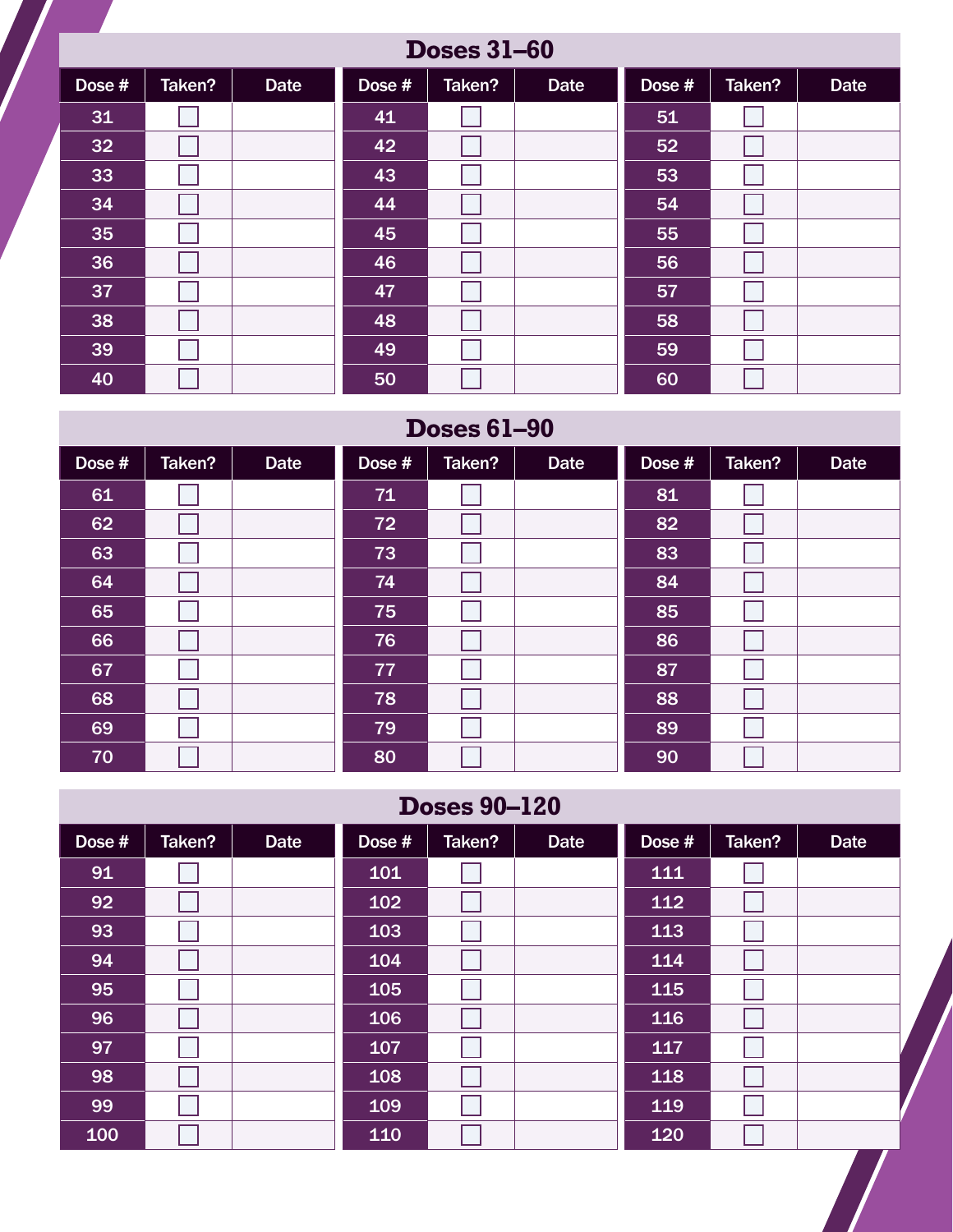## Doses 31–60

| Dose # | Taken? | Date | Dose # | Taken? | Date | Dose # | Taken? | Date |
|---|---|---|---|---|---|---|---|---|
| 31 | ☐ | | 41 | ☐ | | 51 | ☐ | |
| 32 | ☐ | | 42 | ☐ | | 52 | ☐ | |
| 33 | ☐ | | 43 | ☐ | | 53 | ☐ | |
| 34 | ☐ | | 44 | ☐ | | 54 | ☐ | |
| 35 | ☐ | | 45 | ☐ | | 55 | ☐ | |
| 36 | ☐ | | 46 | ☐ | | 56 | ☐ | |
| 37 | ☐ | | 47 | ☐ | | 57 | ☐ | |
| 38 | ☐ | | 48 | ☐ | | 58 | ☐ | |
| 39 | ☐ | | 49 | ☐ | | 59 | ☐ | |
| 40 | ☐ | | 50 | ☐ | | 60 | ☐ | |

## Doses 61–90

| Dose # | Taken? | Date | Dose # | Taken? | Date | Dose # | Taken? | Date |
|---|---|---|---|---|---|---|---|---|
| 61 | ☐ | | 71 | ☐ | | 81 | ☐ | |
| 62 | ☐ | | 72 | ☐ | | 82 | ☐ | |
| 63 | ☐ | | 73 | ☐ | | 83 | ☐ | |
| 64 | ☐ | | 74 | ☐ | | 84 | ☐ | |
| 65 | ☐ | | 75 | ☐ | | 85 | ☐ | |
| 66 | ☐ | | 76 | ☐ | | 86 | ☐ | |
| 67 | ☐ | | 77 | ☐ | | 87 | ☐ | |
| 68 | ☐ | | 78 | ☐ | | 88 | ☐ | |
| 69 | ☐ | | 79 | ☐ | | 89 | ☐ | |
| 70 | ☐ | | 80 | ☐ | | 90 | ☐ | |

## Doses 90–120

| Dose # | Taken? | Date | Dose # | Taken? | Date | Dose # | Taken? | Date |
|---|---|---|---|---|---|---|---|---|
| 91 | ☐ | | 101 | ☐ | | 111 | ☐ | |
| 92 | ☐ | | 102 | ☐ | | 112 | ☐ | |
| 93 | ☐ | | 103 | ☐ | | 113 | ☐ | |
| 94 | ☐ | | 104 | ☐ | | 114 | ☐ | |
| 95 | ☐ | | 105 | ☐ | | 115 | ☐ | |
| 96 | ☐ | | 106 | ☐ | | 116 | ☐ | |
| 97 | ☐ | | 107 | ☐ | | 117 | ☐ | |
| 98 | ☐ | | 108 | ☐ | | 118 | ☐ | |
| 99 | ☐ | | 109 | ☐ | | 119 | ☐ | |
| 100 | ☐ | | 110 | ☐ | | 120 | ☐ | |